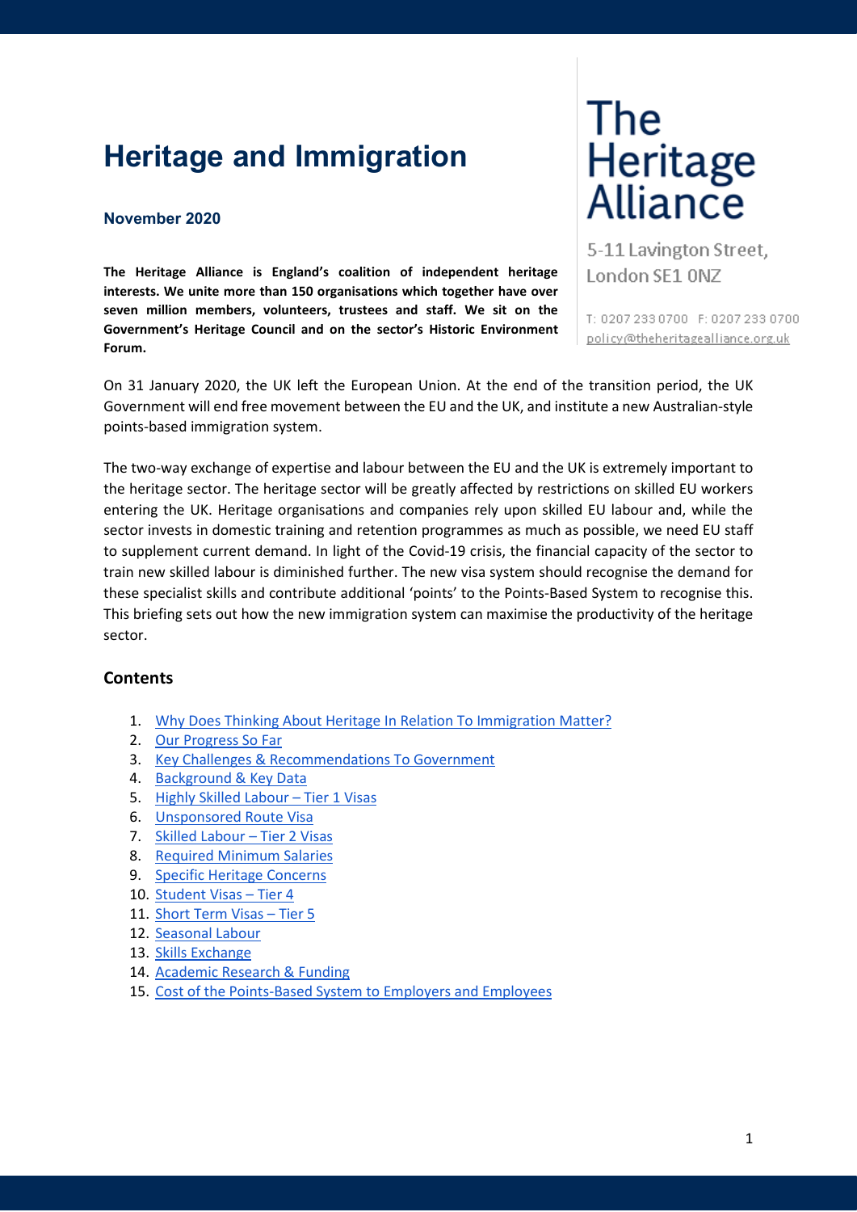# Heritage and Immigration

**November 2020**

**The Heritage Alliance is England's coalition of independent heritage interests. We unite more than 150 organisations which together have over seven million members, volunteers, trustees and staff. We sit on the Government's Heritage Council and on the sector's Historic Environment Forum.**

The Heritage Alliance

5-11 Lavington Street,
London SE1 0NZ

T: 0207 233 0700 F: 0207 233 0700
policy@theheritagealliance.org.uk

On 31 January 2020, the UK left the European Union. At the end of the transition period, the UK Government will end free movement between the EU and the UK, and institute a new Australian-style points-based immigration system.

The two-way exchange of expertise and labour between the EU and the UK is extremely important to the heritage sector. The heritage sector will be greatly affected by restrictions on skilled EU workers entering the UK. Heritage organisations and companies rely upon skilled EU labour and, while the sector invests in domestic training and retention programmes as much as possible, we need EU staff to supplement current demand. In light of the Covid-19 crisis, the financial capacity of the sector to train new skilled labour is diminished further. The new visa system should recognise the demand for these specialist skills and contribute additional 'points' to the Points-Based System to recognise this. This briefing sets out how the new immigration system can maximise the productivity of the heritage sector.

## Contents

1. Why Does Thinking About Heritage In Relation To Immigration Matter?
2. Our Progress So Far
3. Key Challenges & Recommendations To Government
4. Background & Key Data
5. Highly Skilled Labour – Tier 1 Visas
6. Unsponsored Route Visa
7. Skilled Labour – Tier 2 Visas
8. Required Minimum Salaries
9. Specific Heritage Concerns
10. Student Visas – Tier 4
11. Short Term Visas – Tier 5
12. Seasonal Labour
13. Skills Exchange
14. Academic Research & Funding
15. Cost of the Points-Based System to Employers and Employees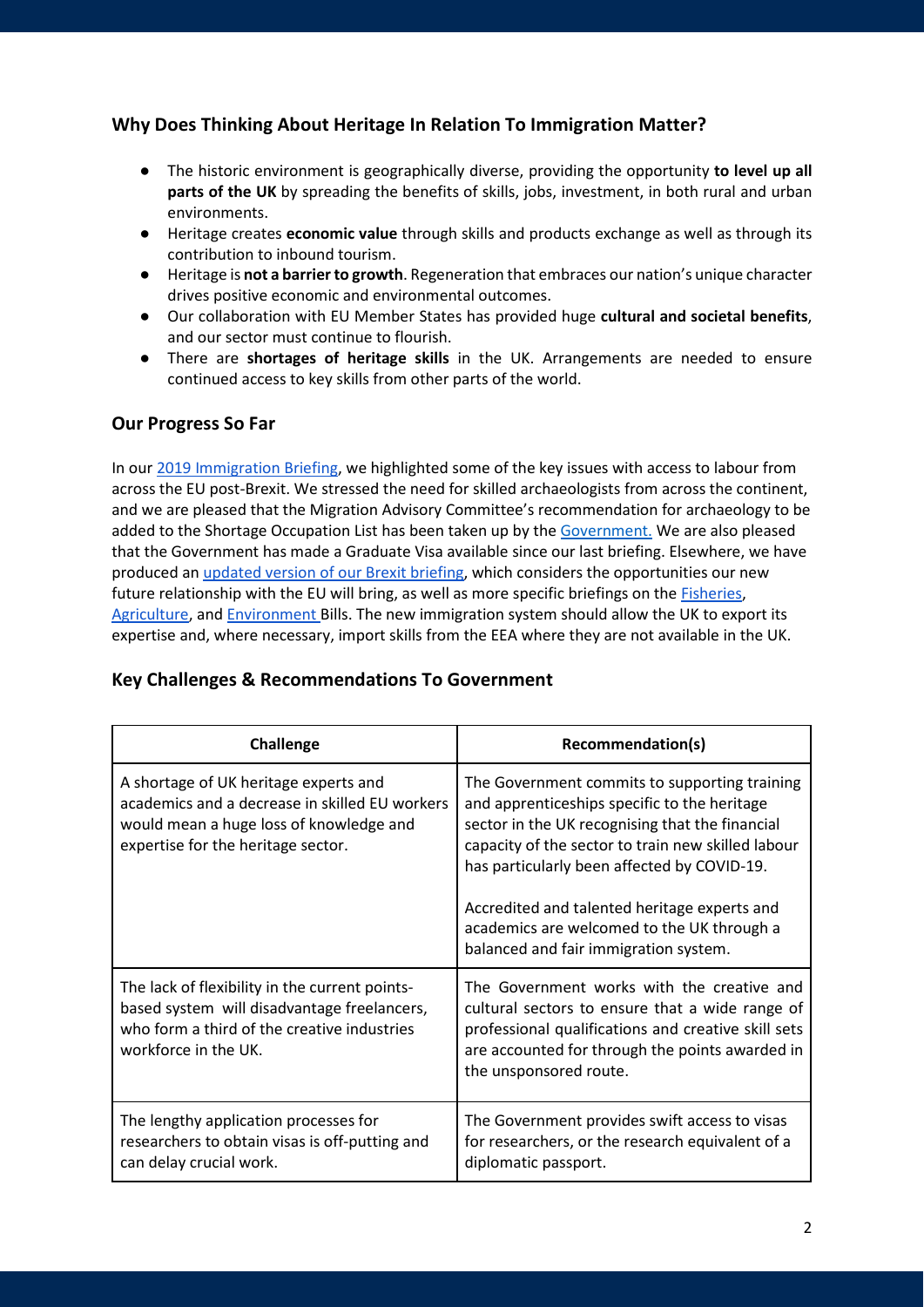## Why Does Thinking About Heritage In Relation To Immigration Matter?

- The historic environment is geographically diverse, providing the opportunity **to level up all parts of the UK** by spreading the benefits of skills, jobs, investment, in both rural and urban environments.
- Heritage creates **economic value** through skills and products exchange as well as through its contribution to inbound tourism.
- Heritage is **not a barrier to growth**. Regeneration that embraces our nation's unique character drives positive economic and environmental outcomes.
- Our collaboration with EU Member States has provided huge **cultural and societal benefits**, and our sector must continue to flourish.
- There are **shortages of heritage skills** in the UK. Arrangements are needed to ensure continued access to key skills from other parts of the world.

## Our Progress So Far

In our 2019 Immigration Briefing, we highlighted some of the key issues with access to labour from across the EU post-Brexit. We stressed the need for skilled archaeologists from across the continent, and we are pleased that the Migration Advisory Committee's recommendation for archaeology to be added to the Shortage Occupation List has been taken up by the Government. We are also pleased that the Government has made a Graduate Visa available since our last briefing. Elsewhere, we have produced an updated version of our Brexit briefing, which considers the opportunities our new future relationship with the EU will bring, as well as more specific briefings on the Fisheries, Agriculture, and Environment Bills. The new immigration system should allow the UK to export its expertise and, where necessary, import skills from the EEA where they are not available in the UK.

## Key Challenges & Recommendations To Government

| Challenge | Recommendation(s) |
|---|---|
| A shortage of UK heritage experts and academics and a decrease in skilled EU workers would mean a huge loss of knowledge and expertise for the heritage sector. | The Government commits to supporting training and apprenticeships specific to the heritage sector in the UK recognising that the financial capacity of the sector to train new skilled labour has particularly been affected by COVID-19.<br><br>Accredited and talented heritage experts and academics are welcomed to the UK through a balanced and fair immigration system. |
| The lack of flexibility in the current points-based system will disadvantage freelancers, who form a third of the creative industries workforce in the UK. | The Government works with the creative and cultural sectors to ensure that a wide range of professional qualifications and creative skill sets are accounted for through the points awarded in the unsponsored route. |
| The lengthy application processes for researchers to obtain visas is off-putting and can delay crucial work. | The Government provides swift access to visas for researchers, or the research equivalent of a diplomatic passport. |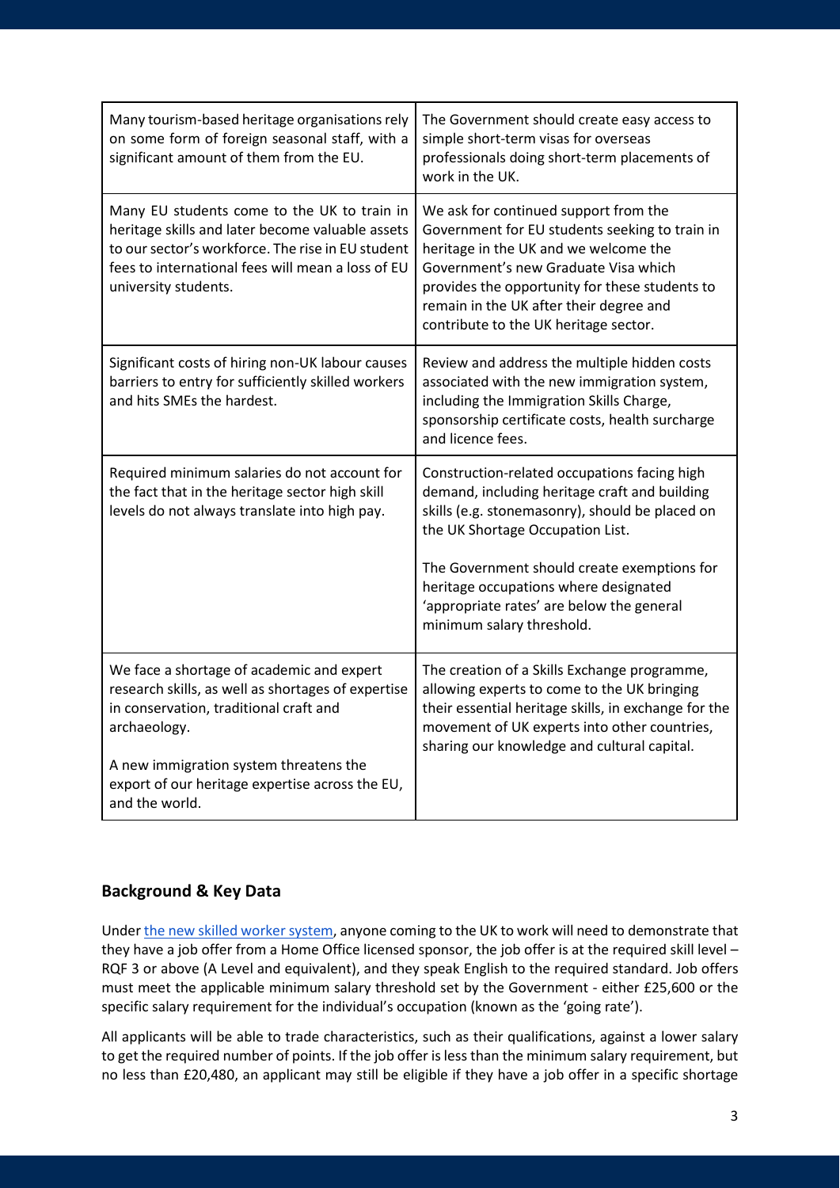| | |
|---|---|
| Many tourism-based heritage organisations rely on some form of foreign seasonal staff, with a significant amount of them from the EU. | The Government should create easy access to simple short-term visas for overseas professionals doing short-term placements of work in the UK. |
| Many EU students come to the UK to train in heritage skills and later become valuable assets to our sector's workforce. The rise in EU student fees to international fees will mean a loss of EU university students. | We ask for continued support from the Government for EU students seeking to train in heritage in the UK and we welcome the Government's new Graduate Visa which provides the opportunity for these students to remain in the UK after their degree and contribute to the UK heritage sector. |
| Significant costs of hiring non-UK labour causes barriers to entry for sufficiently skilled workers and hits SMEs the hardest. | Review and address the multiple hidden costs associated with the new immigration system, including the Immigration Skills Charge, sponsorship certificate costs, health surcharge and licence fees. |
| Required minimum salaries do not account for the fact that in the heritage sector high skill levels do not always translate into high pay. | Construction-related occupations facing high demand, including heritage craft and building skills (e.g. stonemasonry), should be placed on the UK Shortage Occupation List.<br><br>The Government should create exemptions for heritage occupations where designated 'appropriate rates' are below the general minimum salary threshold. |
| We face a shortage of academic and expert research skills, as well as shortages of expertise in conservation, traditional craft and archaeology.<br><br>A new immigration system threatens the export of our heritage expertise across the EU, and the world. | The creation of a Skills Exchange programme, allowing experts to come to the UK bringing their essential heritage skills, in exchange for the movement of UK experts into other countries, sharing our knowledge and cultural capital. |

## Background & Key Data

Under the new skilled worker system, anyone coming to the UK to work will need to demonstrate that they have a job offer from a Home Office licensed sponsor, the job offer is at the required skill level – RQF 3 or above (A Level and equivalent), and they speak English to the required standard. Job offers must meet the applicable minimum salary threshold set by the Government - either £25,600 or the specific salary requirement for the individual's occupation (known as the 'going rate').

All applicants will be able to trade characteristics, such as their qualifications, against a lower salary to get the required number of points. If the job offer is less than the minimum salary requirement, but no less than £20,480, an applicant may still be eligible if they have a job offer in a specific shortage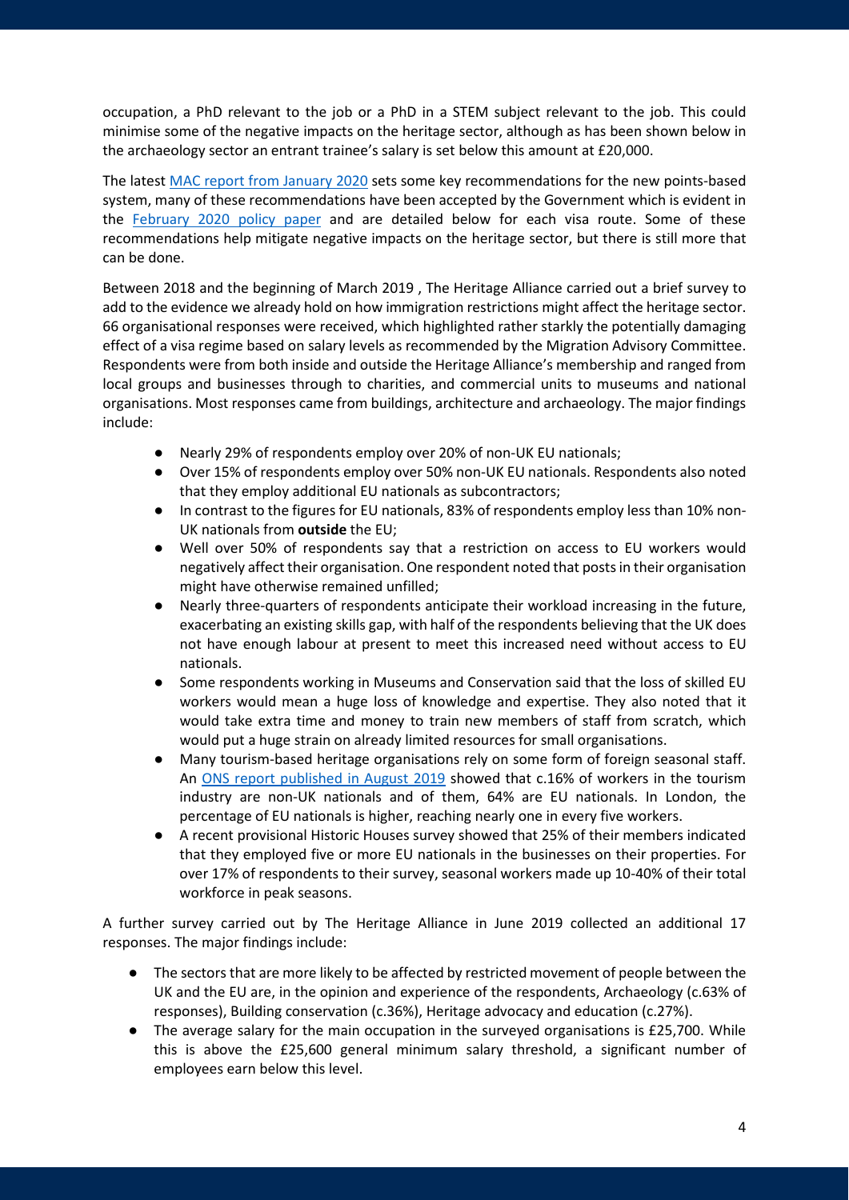occupation, a PhD relevant to the job or a PhD in a STEM subject relevant to the job. This could minimise some of the negative impacts on the heritage sector, although as has been shown below in the archaeology sector an entrant trainee's salary is set below this amount at £20,000.

The latest MAC report from January 2020 sets some key recommendations for the new points-based system, many of these recommendations have been accepted by the Government which is evident in the February 2020 policy paper and are detailed below for each visa route. Some of these recommendations help mitigate negative impacts on the heritage sector, but there is still more that can be done.

Between 2018 and the beginning of March 2019 , The Heritage Alliance carried out a brief survey to add to the evidence we already hold on how immigration restrictions might affect the heritage sector. 66 organisational responses were received, which highlighted rather starkly the potentially damaging effect of a visa regime based on salary levels as recommended by the Migration Advisory Committee. Respondents were from both inside and outside the Heritage Alliance's membership and ranged from local groups and businesses through to charities, and commercial units to museums and national organisations. Most responses came from buildings, architecture and archaeology. The major findings include:

- Nearly 29% of respondents employ over 20% of non-UK EU nationals;
- Over 15% of respondents employ over 50% non-UK EU nationals. Respondents also noted that they employ additional EU nationals as subcontractors;
- In contrast to the figures for EU nationals, 83% of respondents employ less than 10% non-UK nationals from **outside** the EU;
- Well over 50% of respondents say that a restriction on access to EU workers would negatively affect their organisation. One respondent noted that posts in their organisation might have otherwise remained unfilled;
- Nearly three-quarters of respondents anticipate their workload increasing in the future, exacerbating an existing skills gap, with half of the respondents believing that the UK does not have enough labour at present to meet this increased need without access to EU nationals.
- Some respondents working in Museums and Conservation said that the loss of skilled EU workers would mean a huge loss of knowledge and expertise. They also noted that it would take extra time and money to train new members of staff from scratch, which would put a huge strain on already limited resources for small organisations.
- Many tourism-based heritage organisations rely on some form of foreign seasonal staff. An ONS report published in August 2019 showed that c.16% of workers in the tourism industry are non-UK nationals and of them, 64% are EU nationals. In London, the percentage of EU nationals is higher, reaching nearly one in every five workers.
- A recent provisional Historic Houses survey showed that 25% of their members indicated that they employed five or more EU nationals in the businesses on their properties. For over 17% of respondents to their survey, seasonal workers made up 10-40% of their total workforce in peak seasons.

A further survey carried out by The Heritage Alliance in June 2019 collected an additional 17 responses. The major findings include:

- The sectors that are more likely to be affected by restricted movement of people between the UK and the EU are, in the opinion and experience of the respondents, Archaeology (c.63% of responses), Building conservation (c.36%), Heritage advocacy and education (c.27%).
- The average salary for the main occupation in the surveyed organisations is £25,700. While this is above the £25,600 general minimum salary threshold, a significant number of employees earn below this level.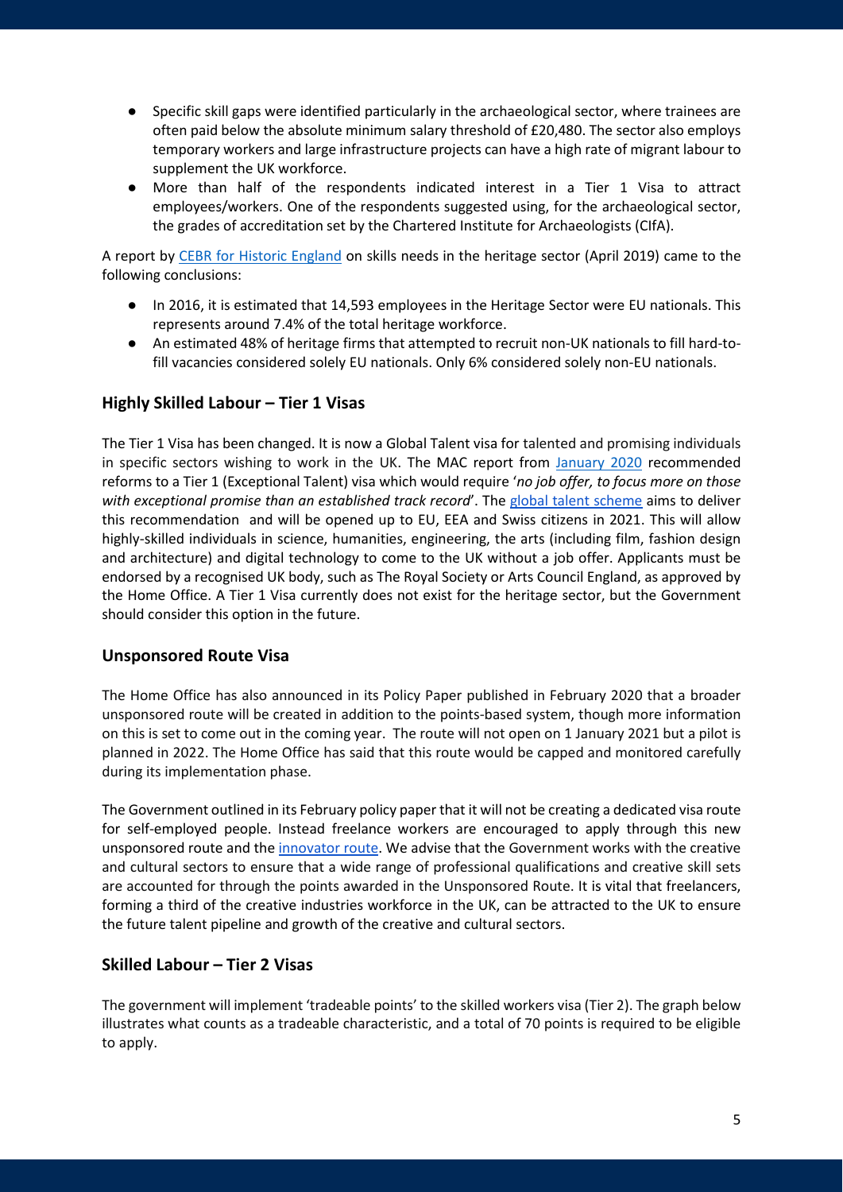- Specific skill gaps were identified particularly in the archaeological sector, where trainees are often paid below the absolute minimum salary threshold of £20,480. The sector also employs temporary workers and large infrastructure projects can have a high rate of migrant labour to supplement the UK workforce.
- More than half of the respondents indicated interest in a Tier 1 Visa to attract employees/workers. One of the respondents suggested using, for the archaeological sector, the grades of accreditation set by the Chartered Institute for Archaeologists (CIfA).

A report by CEBR for Historic England on skills needs in the heritage sector (April 2019) came to the following conclusions:

- In 2016, it is estimated that 14,593 employees in the Heritage Sector were EU nationals. This represents around 7.4% of the total heritage workforce.
- An estimated 48% of heritage firms that attempted to recruit non-UK nationals to fill hard-to-fill vacancies considered solely EU nationals. Only 6% considered solely non-EU nationals.

## Highly Skilled Labour – Tier 1 Visas

The Tier 1 Visa has been changed. It is now a Global Talent visa for talented and promising individuals in specific sectors wishing to work in the UK. The MAC report from January 2020 recommended reforms to a Tier 1 (Exceptional Talent) visa which would require '*no job offer, to focus more on those with exceptional promise than an established track record*'. The global talent scheme aims to deliver this recommendation and will be opened up to EU, EEA and Swiss citizens in 2021. This will allow highly-skilled individuals in science, humanities, engineering, the arts (including film, fashion design and architecture) and digital technology to come to the UK without a job offer. Applicants must be endorsed by a recognised UK body, such as The Royal Society or Arts Council England, as approved by the Home Office. A Tier 1 Visa currently does not exist for the heritage sector, but the Government should consider this option in the future.

## Unsponsored Route Visa

The Home Office has also announced in its Policy Paper published in February 2020 that a broader unsponsored route will be created in addition to the points-based system, though more information on this is set to come out in the coming year. The route will not open on 1 January 2021 but a pilot is planned in 2022. The Home Office has said that this route would be capped and monitored carefully during its implementation phase.

The Government outlined in its February policy paper that it will not be creating a dedicated visa route for self-employed people. Instead freelance workers are encouraged to apply through this new unsponsored route and the innovator route. We advise that the Government works with the creative and cultural sectors to ensure that a wide range of professional qualifications and creative skill sets are accounted for through the points awarded in the Unsponsored Route. It is vital that freelancers, forming a third of the creative industries workforce in the UK, can be attracted to the UK to ensure the future talent pipeline and growth of the creative and cultural sectors.

## Skilled Labour – Tier 2 Visas

The government will implement 'tradeable points' to the skilled workers visa (Tier 2). The graph below illustrates what counts as a tradeable characteristic, and a total of 70 points is required to be eligible to apply.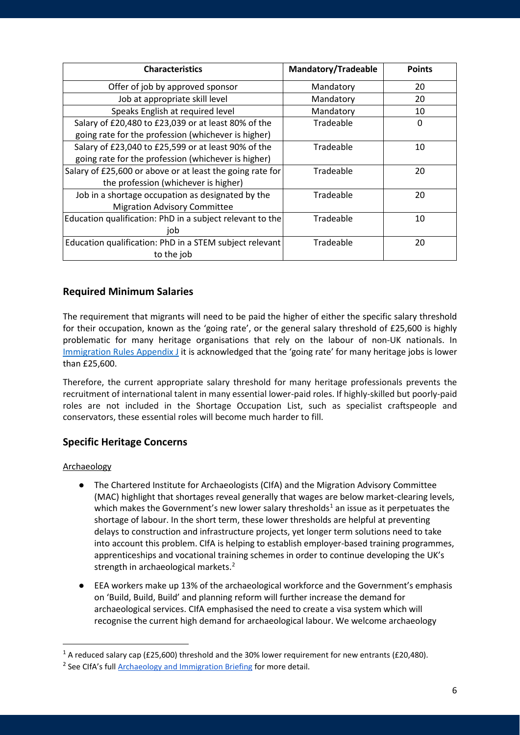| Characteristics | Mandatory/Tradeable | Points |
|---|---|---|
| Offer of job by approved sponsor | Mandatory | 20 |
| Job at appropriate skill level | Mandatory | 20 |
| Speaks English at required level | Mandatory | 10 |
| Salary of £20,480 to £23,039 or at least 80% of the going rate for the profession (whichever is higher) | Tradeable | 0 |
| Salary of £23,040 to £25,599 or at least 90% of the going rate for the profession (whichever is higher) | Tradeable | 10 |
| Salary of £25,600 or above or at least the going rate for the profession (whichever is higher) | Tradeable | 20 |
| Job in a shortage occupation as designated by the Migration Advisory Committee | Tradeable | 20 |
| Education qualification: PhD in a subject relevant to the job | Tradeable | 10 |
| Education qualification: PhD in a STEM subject relevant to the job | Tradeable | 20 |

## Required Minimum Salaries

The requirement that migrants will need to be paid the higher of either the specific salary threshold for their occupation, known as the 'going rate', or the general salary threshold of £25,600 is highly problematic for many heritage organisations that rely on the labour of non-UK nationals. In Immigration Rules Appendix J it is acknowledged that the 'going rate' for many heritage jobs is lower than £25,600.

Therefore, the current appropriate salary threshold for many heritage professionals prevents the recruitment of international talent in many essential lower-paid roles. If highly-skilled but poorly-paid roles are not included in the Shortage Occupation List, such as specialist craftspeople and conservators, these essential roles will become much harder to fill.

## Specific Heritage Concerns

Archaeology

- The Chartered Institute for Archaeologists (CIfA) and the Migration Advisory Committee (MAC) highlight that shortages reveal generally that wages are below market-clearing levels, which makes the Government's new lower salary thresholds[1] an issue as it perpetuates the shortage of labour. In the short term, these lower thresholds are helpful at preventing delays to construction and infrastructure projects, yet longer term solutions need to take into account this problem. CIfA is helping to establish employer-based training programmes, apprenticeships and vocational training schemes in order to continue developing the UK's strength in archaeological markets.[2]
- EEA workers make up 13% of the archaeological workforce and the Government's emphasis on 'Build, Build, Build' and planning reform will further increase the demand for archaeological services. CIfA emphasised the need to create a visa system which will recognise the current high demand for archaeological labour. We welcome archaeology

[1] A reduced salary cap (£25,600) threshold and the 30% lower requirement for new entrants (£20,480).

[2] See CIfA's full Archaeology and Immigration Briefing for more detail.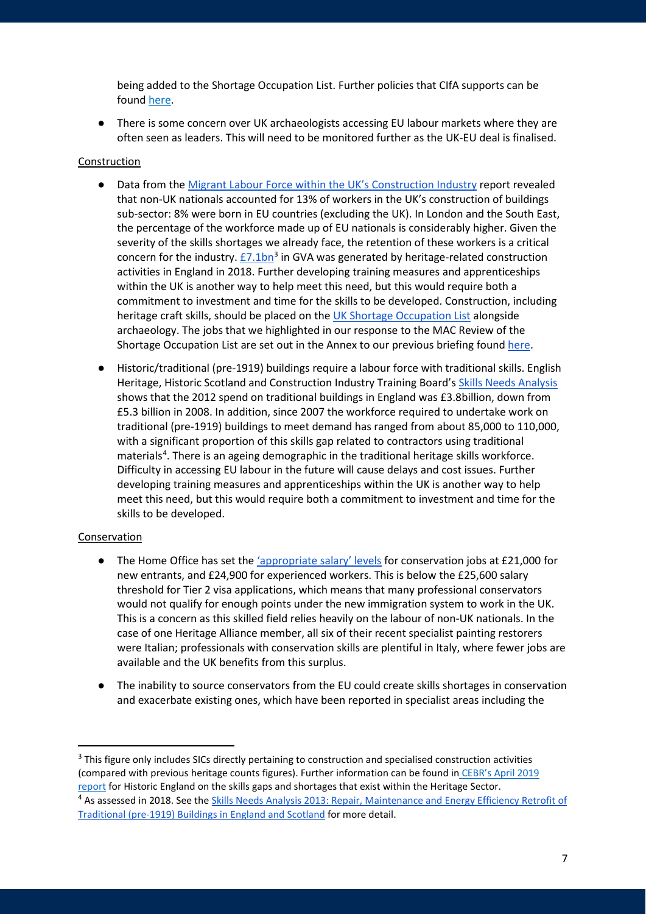being added to the Shortage Occupation List. Further policies that CIfA supports can be found here.

- There is some concern over UK archaeologists accessing EU labour markets where they are often seen as leaders. This will need to be monitored further as the UK-EU deal is finalised.

Construction

- Data from the Migrant Labour Force within the UK's Construction Industry report revealed that non-UK nationals accounted for 13% of workers in the UK's construction of buildings sub-sector: 8% were born in EU countries (excluding the UK). In London and the South East, the percentage of the workforce made up of EU nationals is considerably higher. Given the severity of the skills shortages we already face, the retention of these workers is a critical concern for the industry. £7.1bn[3] in GVA was generated by heritage-related construction activities in England in 2018. Further developing training measures and apprenticeships within the UK is another way to help meet this need, but this would require both a commitment to investment and time for the skills to be developed. Construction, including heritage craft skills, should be placed on the UK Shortage Occupation List alongside archaeology. The jobs that we highlighted in our response to the MAC Review of the Shortage Occupation List are set out in the Annex to our previous briefing found here.

- Historic/traditional (pre-1919) buildings require a labour force with traditional skills. English Heritage, Historic Scotland and Construction Industry Training Board's Skills Needs Analysis shows that the 2012 spend on traditional buildings in England was £3.8billion, down from £5.3 billion in 2008. In addition, since 2007 the workforce required to undertake work on traditional (pre-1919) buildings to meet demand has ranged from about 85,000 to 110,000, with a significant proportion of this skills gap related to contractors using traditional materials[4]. There is an ageing demographic in the traditional heritage skills workforce. Difficulty in accessing EU labour in the future will cause delays and cost issues. Further developing training measures and apprenticeships within the UK is another way to help meet this need, but this would require both a commitment to investment and time for the skills to be developed.

Conservation

- The Home Office has set the 'appropriate salary' levels for conservation jobs at £21,000 for new entrants, and £24,900 for experienced workers. This is below the £25,600 salary threshold for Tier 2 visa applications, which means that many professional conservators would not qualify for enough points under the new immigration system to work in the UK. This is a concern as this skilled field relies heavily on the labour of non-UK nationals. In the case of one Heritage Alliance member, all six of their recent specialist painting restorers were Italian; professionals with conservation skills are plentiful in Italy, where fewer jobs are available and the UK benefits from this surplus.

- The inability to source conservators from the EU could create skills shortages in conservation and exacerbate existing ones, which have been reported in specialist areas including the

---

[3] This figure only includes SICs directly pertaining to construction and specialised construction activities (compared with previous heritage counts figures). Further information can be found in CEBR's April 2019 report for Historic England on the skills gaps and shortages that exist within the Heritage Sector.

[4] As assessed in 2018. See the Skills Needs Analysis 2013: Repair, Maintenance and Energy Efficiency Retrofit of Traditional (pre-1919) Buildings in England and Scotland for more detail.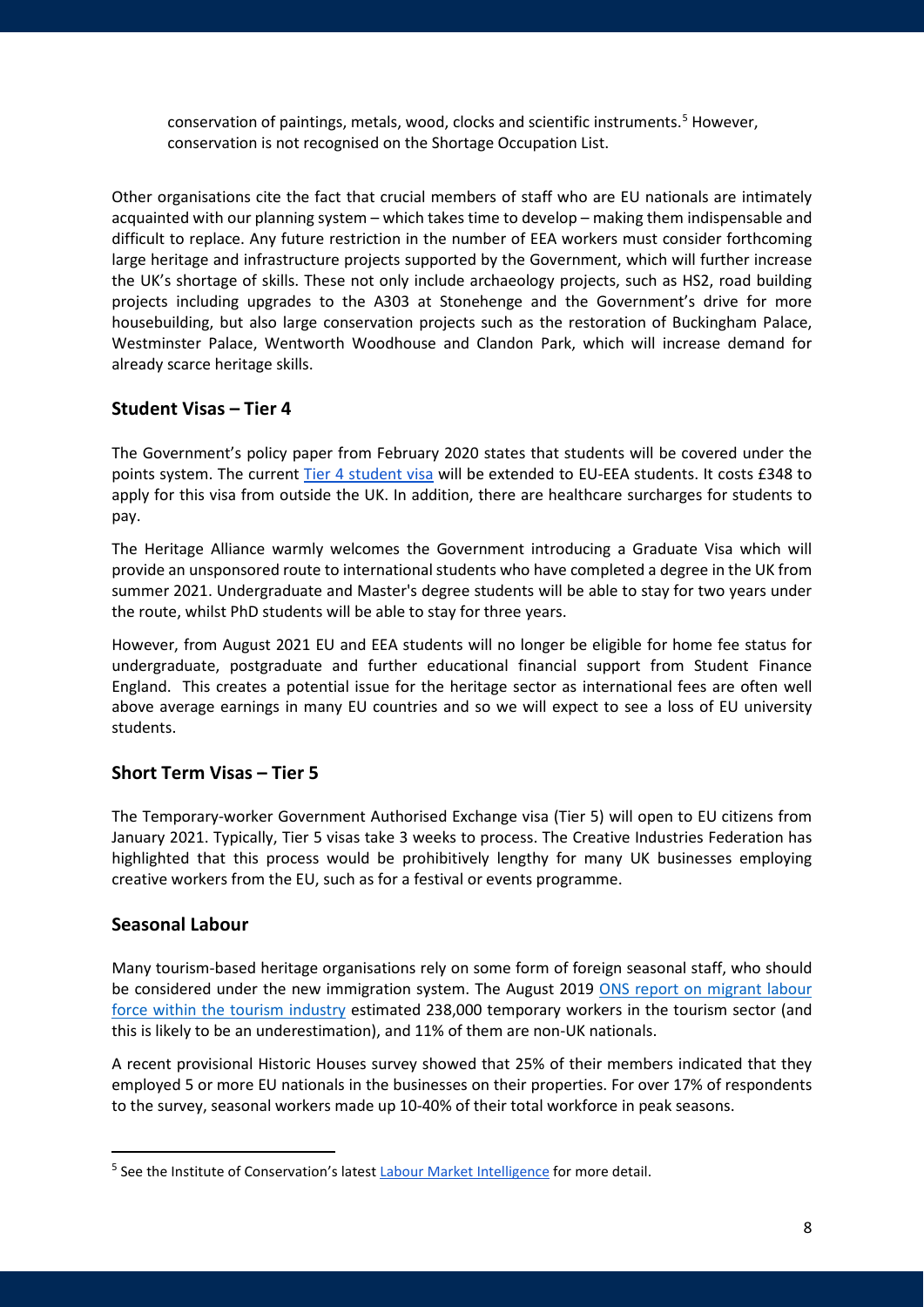conservation of paintings, metals, wood, clocks and scientific instruments.[5] However, conservation is not recognised on the Shortage Occupation List.

Other organisations cite the fact that crucial members of staff who are EU nationals are intimately acquainted with our planning system – which takes time to develop – making them indispensable and difficult to replace. Any future restriction in the number of EEA workers must consider forthcoming large heritage and infrastructure projects supported by the Government, which will further increase the UK's shortage of skills. These not only include archaeology projects, such as HS2, road building projects including upgrades to the A303 at Stonehenge and the Government's drive for more housebuilding, but also large conservation projects such as the restoration of Buckingham Palace, Westminster Palace, Wentworth Woodhouse and Clandon Park, which will increase demand for already scarce heritage skills.

## Student Visas – Tier 4

The Government's policy paper from February 2020 states that students will be covered under the points system. The current Tier 4 student visa will be extended to EU-EEA students. It costs £348 to apply for this visa from outside the UK. In addition, there are healthcare surcharges for students to pay.

The Heritage Alliance warmly welcomes the Government introducing a Graduate Visa which will provide an unsponsored route to international students who have completed a degree in the UK from summer 2021. Undergraduate and Master's degree students will be able to stay for two years under the route, whilst PhD students will be able to stay for three years.

However, from August 2021 EU and EEA students will no longer be eligible for home fee status for undergraduate, postgraduate and further educational financial support from Student Finance England. This creates a potential issue for the heritage sector as international fees are often well above average earnings in many EU countries and so we will expect to see a loss of EU university students.

## Short Term Visas – Tier 5

The Temporary-worker Government Authorised Exchange visa (Tier 5) will open to EU citizens from January 2021. Typically, Tier 5 visas take 3 weeks to process. The Creative Industries Federation has highlighted that this process would be prohibitively lengthy for many UK businesses employing creative workers from the EU, such as for a festival or events programme.

## Seasonal Labour

Many tourism-based heritage organisations rely on some form of foreign seasonal staff, who should be considered under the new immigration system. The August 2019 ONS report on migrant labour force within the tourism industry estimated 238,000 temporary workers in the tourism sector (and this is likely to be an underestimation), and 11% of them are non-UK nationals.

A recent provisional Historic Houses survey showed that 25% of their members indicated that they employed 5 or more EU nationals in the businesses on their properties. For over 17% of respondents to the survey, seasonal workers made up 10-40% of their total workforce in peak seasons.

---

[5] See the Institute of Conservation's latest Labour Market Intelligence for more detail.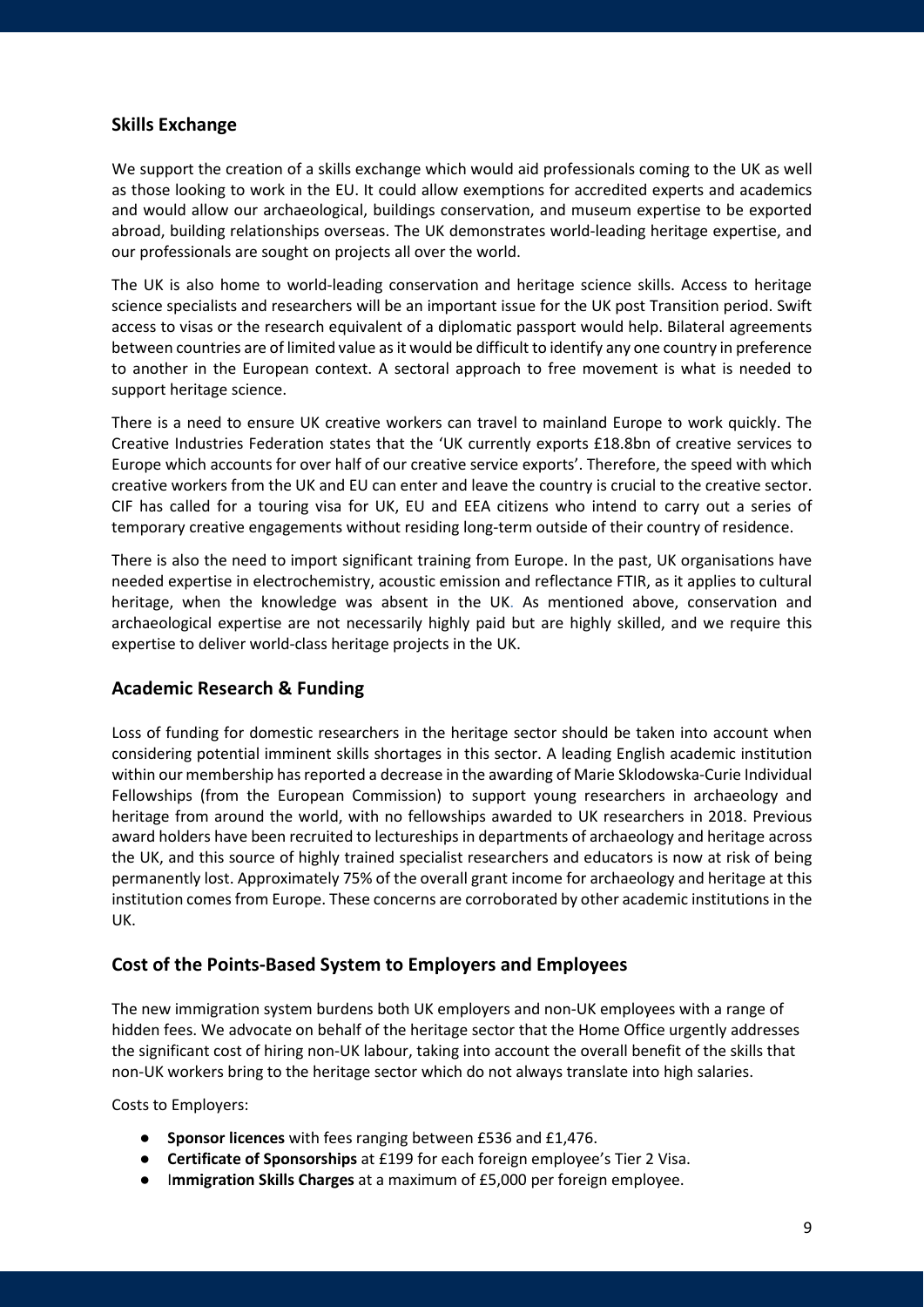## Skills Exchange

We support the creation of a skills exchange which would aid professionals coming to the UK as well as those looking to work in the EU. It could allow exemptions for accredited experts and academics and would allow our archaeological, buildings conservation, and museum expertise to be exported abroad, building relationships overseas. The UK demonstrates world-leading heritage expertise, and our professionals are sought on projects all over the world.

The UK is also home to world-leading conservation and heritage science skills. Access to heritage science specialists and researchers will be an important issue for the UK post Transition period. Swift access to visas or the research equivalent of a diplomatic passport would help. Bilateral agreements between countries are of limited value as it would be difficult to identify any one country in preference to another in the European context. A sectoral approach to free movement is what is needed to support heritage science.

There is a need to ensure UK creative workers can travel to mainland Europe to work quickly. The Creative Industries Federation states that the 'UK currently exports £18.8bn of creative services to Europe which accounts for over half of our creative service exports'. Therefore, the speed with which creative workers from the UK and EU can enter and leave the country is crucial to the creative sector. CIF has called for a touring visa for UK, EU and EEA citizens who intend to carry out a series of temporary creative engagements without residing long-term outside of their country of residence.

There is also the need to import significant training from Europe. In the past, UK organisations have needed expertise in electrochemistry, acoustic emission and reflectance FTIR, as it applies to cultural heritage, when the knowledge was absent in the UK. As mentioned above, conservation and archaeological expertise are not necessarily highly paid but are highly skilled, and we require this expertise to deliver world-class heritage projects in the UK.

## Academic Research & Funding

Loss of funding for domestic researchers in the heritage sector should be taken into account when considering potential imminent skills shortages in this sector. A leading English academic institution within our membership has reported a decrease in the awarding of Marie Sklodowska-Curie Individual Fellowships (from the European Commission) to support young researchers in archaeology and heritage from around the world, with no fellowships awarded to UK researchers in 2018. Previous award holders have been recruited to lectureships in departments of archaeology and heritage across the UK, and this source of highly trained specialist researchers and educators is now at risk of being permanently lost. Approximately 75% of the overall grant income for archaeology and heritage at this institution comes from Europe. These concerns are corroborated by other academic institutions in the UK.

## Cost of the Points-Based System to Employers and Employees

The new immigration system burdens both UK employers and non-UK employees with a range of hidden fees. We advocate on behalf of the heritage sector that the Home Office urgently addresses the significant cost of hiring non-UK labour, taking into account the overall benefit of the skills that non-UK workers bring to the heritage sector which do not always translate into high salaries.

Costs to Employers:

- **Sponsor licences** with fees ranging between £536 and £1,476.
- **Certificate of Sponsorships** at £199 for each foreign employee's Tier 2 Visa.
- I**mmigration Skills Charges** at a maximum of £5,000 per foreign employee.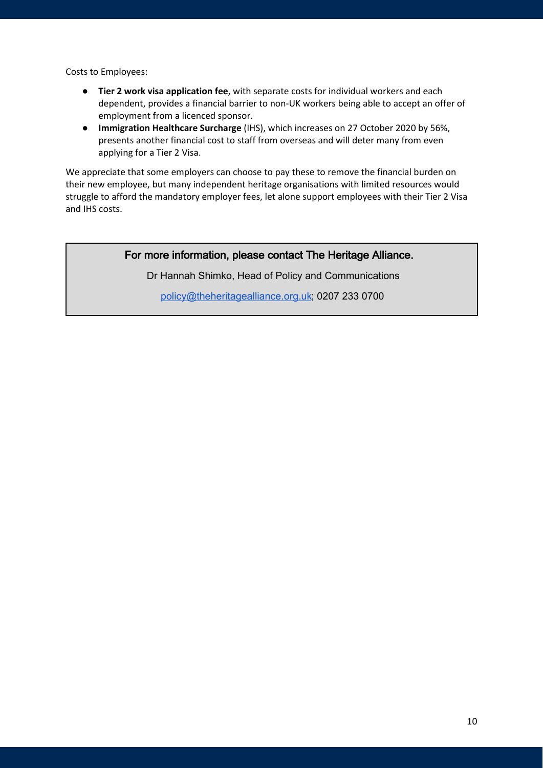Costs to Employees:

- **Tier 2 work visa application fee**, with separate costs for individual workers and each dependent, provides a financial barrier to non-UK workers being able to accept an offer of employment from a licenced sponsor.
- **Immigration Healthcare Surcharge** (IHS), which increases on 27 October 2020 by 56%, presents another financial cost to staff from overseas and will deter many from even applying for a Tier 2 Visa.

We appreciate that some employers can choose to pay these to remove the financial burden on their new employee, but many independent heritage organisations with limited resources would struggle to afford the mandatory employer fees, let alone support employees with their Tier 2 Visa and IHS costs.

---

For more information, please contact The Heritage Alliance.

Dr Hannah Shimko, Head of Policy and Communications

policy@theheritagealliance.org.uk; 0207 233 0700

---